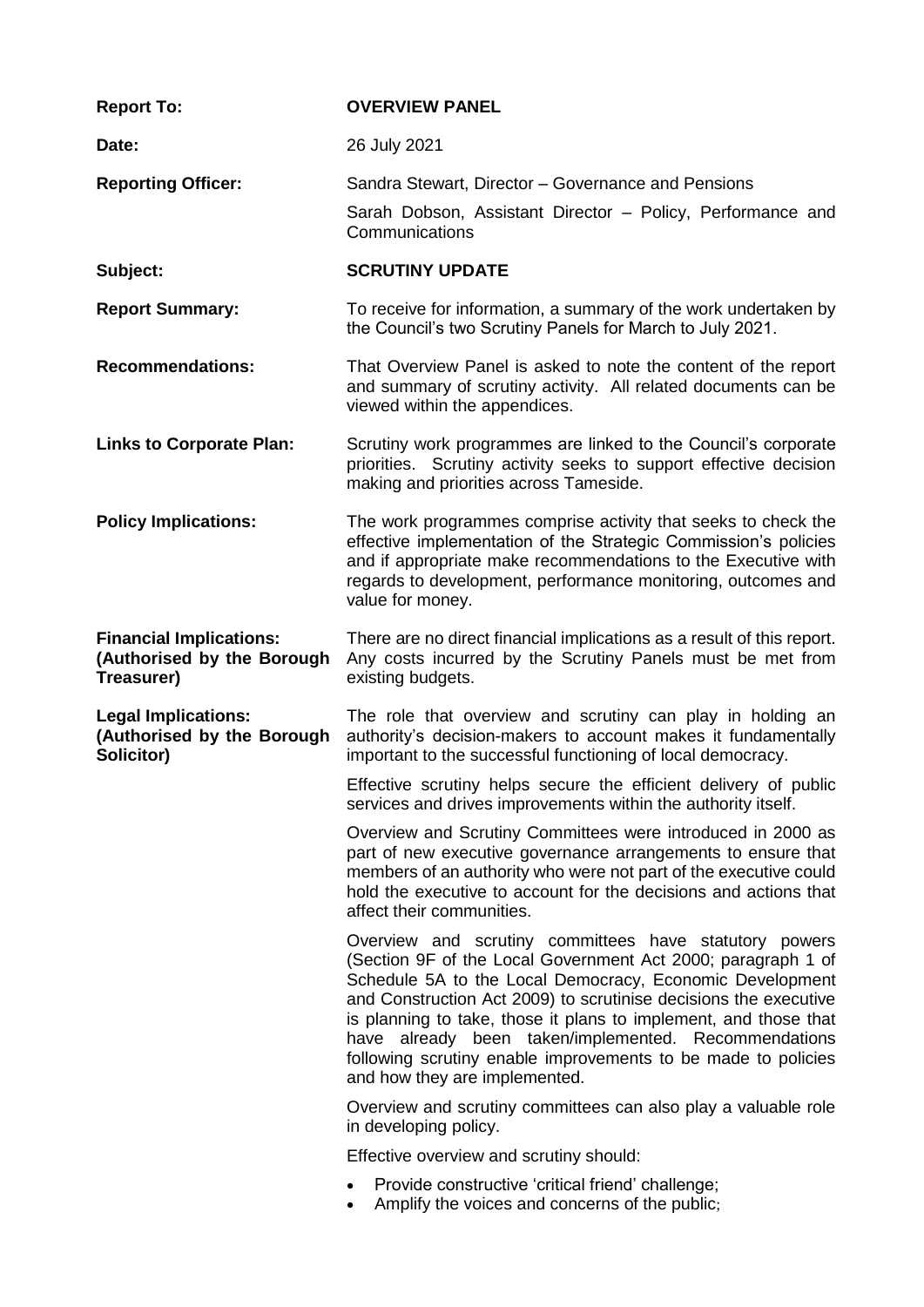| | |
|---|---|
| **Report To:** | **OVERVIEW PANEL** |
| **Date:** | 26 July 2021 |
| **Reporting Officer:** | Sandra Stewart, Director – Governance and Pensions<br><br>Sarah Dobson, Assistant Director – Policy, Performance and Communications |
| **Subject:** | **SCRUTINY UPDATE** |
| **Report Summary:** | To receive for information, a summary of the work undertaken by the Council's two Scrutiny Panels for March to July 2021. |
| **Recommendations:** | That Overview Panel is asked to note the content of the report and summary of scrutiny activity. All related documents can be viewed within the appendices. |
| **Links to Corporate Plan:** | Scrutiny work programmes are linked to the Council's corporate priorities. Scrutiny activity seeks to support effective decision making and priorities across Tameside. |
| **Policy Implications:** | The work programmes comprise activity that seeks to check the effective implementation of the Strategic Commission's policies and if appropriate make recommendations to the Executive with regards to development, performance monitoring, outcomes and value for money. |
| **Financial Implications: (Authorised by the Borough Treasurer)** | There are no direct financial implications as a result of this report. Any costs incurred by the Scrutiny Panels must be met from existing budgets. |
| **Legal Implications: (Authorised by the Borough Solicitor)** | The role that overview and scrutiny can play in holding an authority's decision-makers to account makes it fundamentally important to the successful functioning of local democracy.<br><br>Effective scrutiny helps secure the efficient delivery of public services and drives improvements within the authority itself.<br><br>Overview and Scrutiny Committees were introduced in 2000 as part of new executive governance arrangements to ensure that members of an authority who were not part of the executive could hold the executive to account for the decisions and actions that affect their communities.<br><br>Overview and scrutiny committees have statutory powers (Section 9F of the Local Government Act 2000; paragraph 1 of Schedule 5A to the Local Democracy, Economic Development and Construction Act 2009) to scrutinise decisions the executive is planning to take, those it plans to implement, and those that have already been taken/implemented. Recommendations following scrutiny enable improvements to be made to policies and how they are implemented.<br><br>Overview and scrutiny committees can also play a valuable role in developing policy.<br><br>Effective overview and scrutiny should:<br><br>• Provide constructive 'critical friend' challenge;<br>• Amplify the voices and concerns of the public; |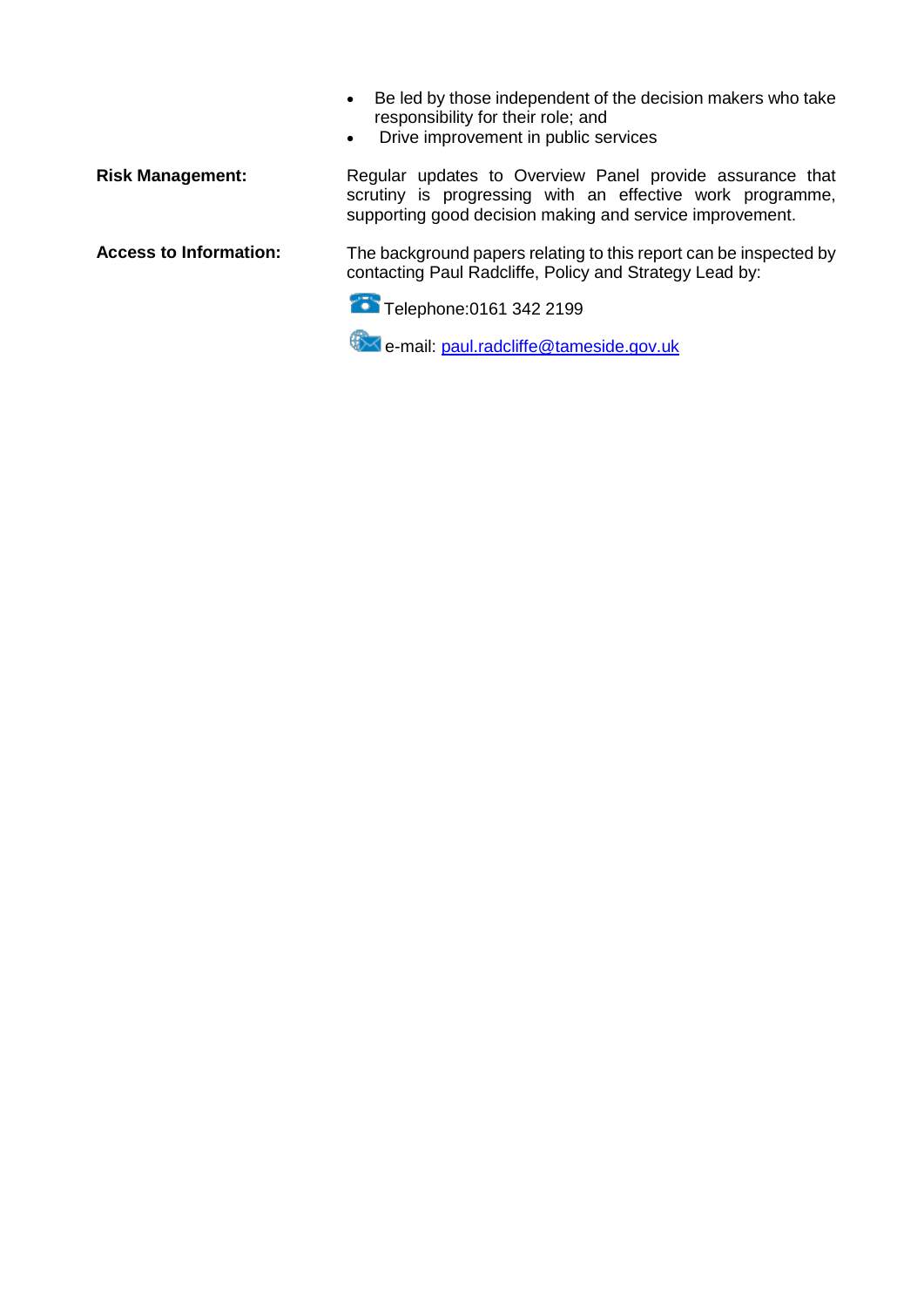- Be led by those independent of the decision makers who take responsibility for their role; and
- Drive improvement in public services

**Risk Management:**

Regular updates to Overview Panel provide assurance that scrutiny is progressing with an effective work programme, supporting good decision making and service improvement.

**Access to Information:**

The background papers relating to this report can be inspected by contacting Paul Radcliffe, Policy and Strategy Lead by:

Telephone:0161 342 2199

e-mail: paul.radcliffe@tameside.gov.uk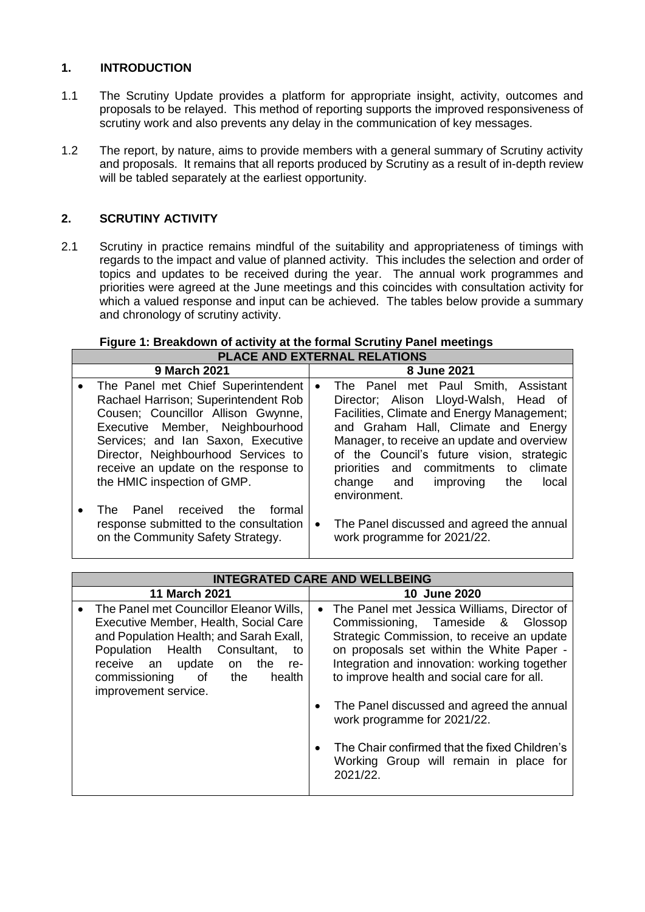## 1. INTRODUCTION

1.1 The Scrutiny Update provides a platform for appropriate insight, activity, outcomes and proposals to be relayed. This method of reporting supports the improved responsiveness of scrutiny work and also prevents any delay in the communication of key messages.

1.2 The report, by nature, aims to provide members with a general summary of Scrutiny activity and proposals. It remains that all reports produced by Scrutiny as a result of in-depth review will be tabled separately at the earliest opportunity.

## 2. SCRUTINY ACTIVITY

2.1 Scrutiny in practice remains mindful of the suitability and appropriateness of timings with regards to the impact and value of planned activity. This includes the selection and order of topics and updates to be received during the year. The annual work programmes and priorities were agreed at the June meetings and this coincides with consultation activity for which a valued response and input can be achieved. The tables below provide a summary and chronology of scrutiny activity.

**Figure 1: Breakdown of activity at the formal Scrutiny Panel meetings**

| PLACE AND EXTERNAL RELATIONS | |
|---|---|
| **9 March 2021** | **8 June 2021** |
| • The Panel met Chief Superintendent Rachael Harrison; Superintendent Rob Cousen; Councillor Allison Gwynne, Executive Member, Neighbourhood Services; and Ian Saxon, Executive Director, Neighbourhood Services to receive an update on the response to the HMIC inspection of GMP.<br><br>• The Panel received the formal response submitted to the consultation on the Community Safety Strategy. | • The Panel met Paul Smith, Assistant Director; Alison Lloyd-Walsh, Head of Facilities, Climate and Energy Management; and Graham Hall, Climate and Energy Manager, to receive an update and overview of the Council's future vision, strategic priorities and commitments to climate change and improving the local environment.<br><br>• The Panel discussed and agreed the annual work programme for 2021/22. |

| INTEGRATED CARE AND WELLBEING | |
|---|---|
| **11 March 2021** | **10 June 2020** |
| • The Panel met Councillor Eleanor Wills, Executive Member, Health, Social Care and Population Health; and Sarah Exall, Population Health Consultant, to receive an update on the re-commissioning of the health improvement service. | • The Panel met Jessica Williams, Director of Commissioning, Tameside & Glossop Strategic Commission, to receive an update on proposals set within the White Paper - Integration and innovation: working together to improve health and social care for all.<br><br>• The Panel discussed and agreed the annual work programme for 2021/22.<br><br>• The Chair confirmed that the fixed Children's Working Group will remain in place for 2021/22. |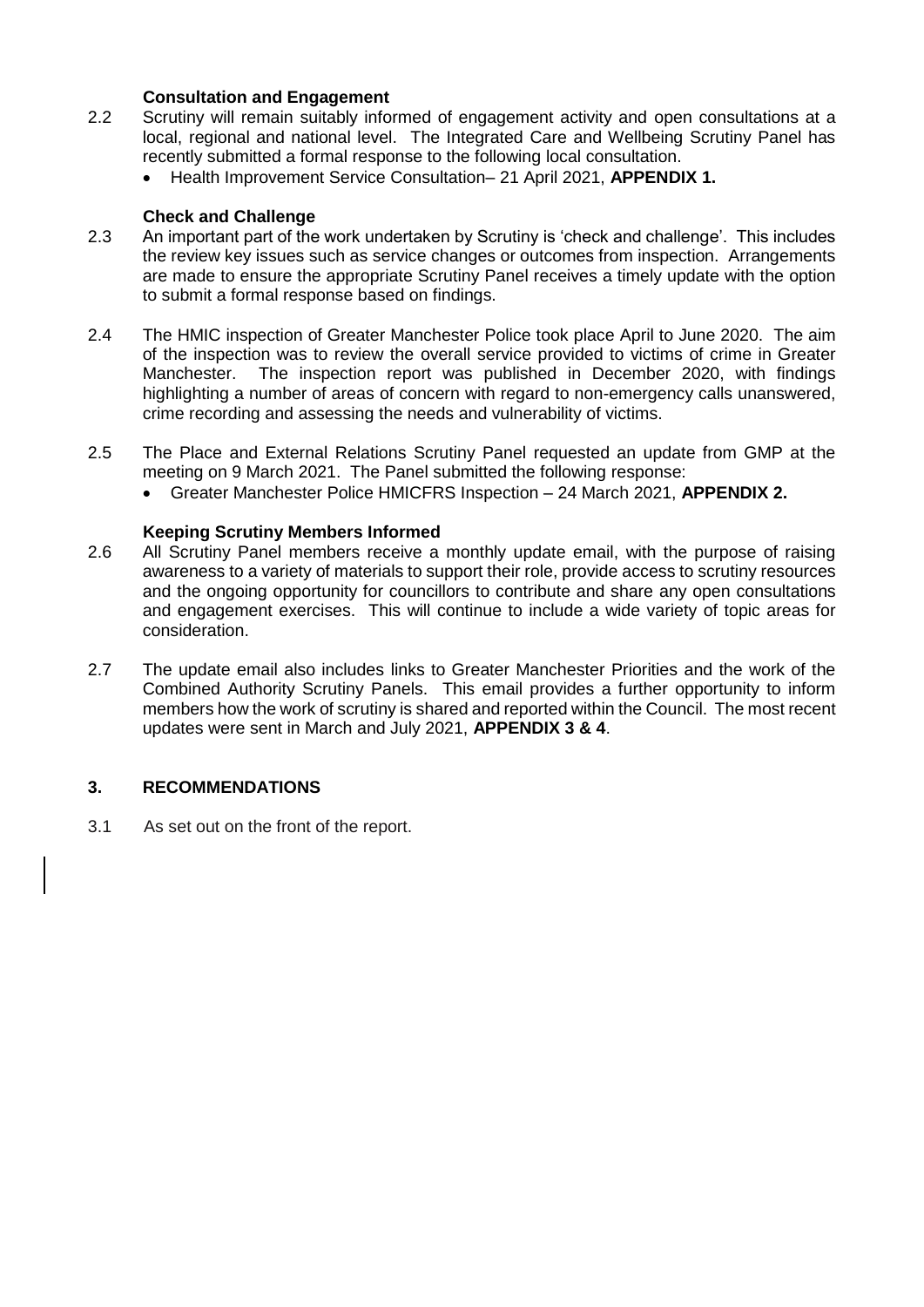### Consultation and Engagement

2.2 Scrutiny will remain suitably informed of engagement activity and open consultations at a local, regional and national level. The Integrated Care and Wellbeing Scrutiny Panel has recently submitted a formal response to the following local consultation.

- Health Improvement Service Consultation– 21 April 2021, **APPENDIX 1.**

### Check and Challenge

2.3 An important part of the work undertaken by Scrutiny is 'check and challenge'. This includes the review key issues such as service changes or outcomes from inspection. Arrangements are made to ensure the appropriate Scrutiny Panel receives a timely update with the option to submit a formal response based on findings.

2.4 The HMIC inspection of Greater Manchester Police took place April to June 2020. The aim of the inspection was to review the overall service provided to victims of crime in Greater Manchester. The inspection report was published in December 2020, with findings highlighting a number of areas of concern with regard to non-emergency calls unanswered, crime recording and assessing the needs and vulnerability of victims.

2.5 The Place and External Relations Scrutiny Panel requested an update from GMP at the meeting on 9 March 2021. The Panel submitted the following response:

- Greater Manchester Police HMICFRS Inspection – 24 March 2021, **APPENDIX 2.**

### Keeping Scrutiny Members Informed

2.6 All Scrutiny Panel members receive a monthly update email, with the purpose of raising awareness to a variety of materials to support their role, provide access to scrutiny resources and the ongoing opportunity for councillors to contribute and share any open consultations and engagement exercises. This will continue to include a wide variety of topic areas for consideration.

2.7 The update email also includes links to Greater Manchester Priorities and the work of the Combined Authority Scrutiny Panels. This email provides a further opportunity to inform members how the work of scrutiny is shared and reported within the Council. The most recent updates were sent in March and July 2021, **APPENDIX 3 & 4**.

## 3. RECOMMENDATIONS

3.1 As set out on the front of the report.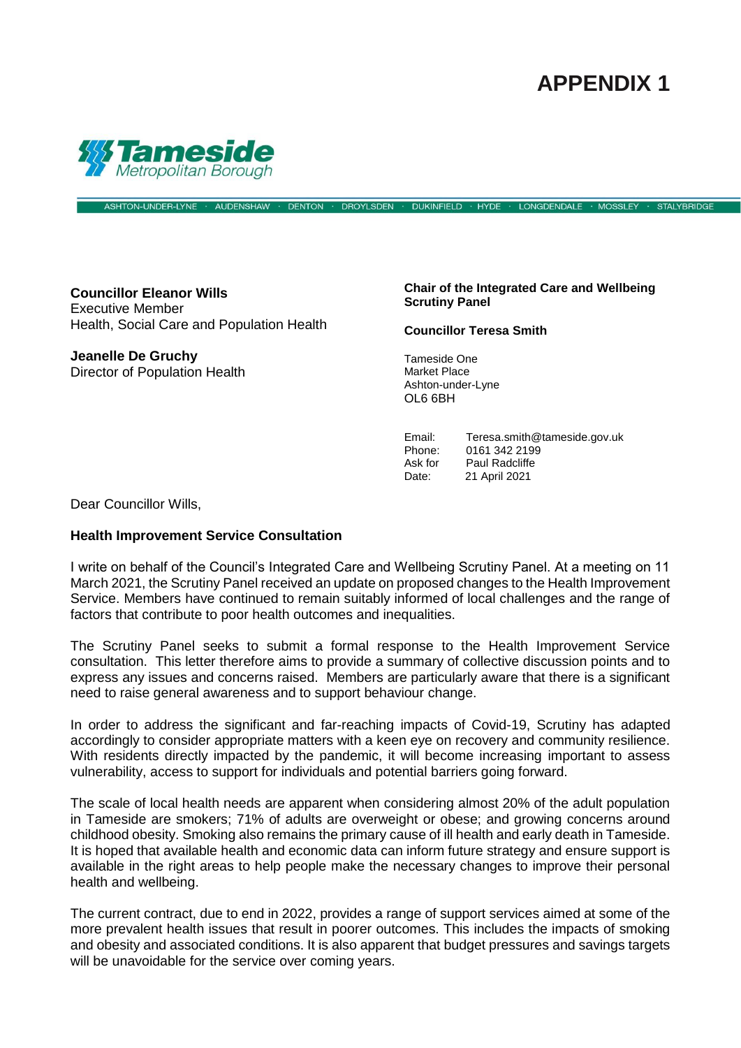# APPENDIX 1

Tameside Metropolitan Borough

ASHTON-UNDER-LYNE · AUDENSHAW · DENTON · DROYLSDEN · DUKINFIELD · HYDE · LONGDENDALE · MOSSLEY · STALYBRIDGE

**Councillor Eleanor Wills**
Executive Member
Health, Social Care and Population Health

**Jeanelle De Gruchy**
Director of Population Health

**Chair of the Integrated Care and Wellbeing Scrutiny Panel**

**Councillor Teresa Smith**

Tameside One
Market Place
Ashton-under-Lyne
OL6 6BH

| | |
|---|---|
| Email: | Teresa.smith@tameside.gov.uk |
| Phone: | 0161 342 2199 |
| Ask for | Paul Radcliffe |
| Date: | 21 April 2021 |

Dear Councillor Wills,

**Health Improvement Service Consultation**

I write on behalf of the Council's Integrated Care and Wellbeing Scrutiny Panel. At a meeting on 11 March 2021, the Scrutiny Panel received an update on proposed changes to the Health Improvement Service. Members have continued to remain suitably informed of local challenges and the range of factors that contribute to poor health outcomes and inequalities.

The Scrutiny Panel seeks to submit a formal response to the Health Improvement Service consultation. This letter therefore aims to provide a summary of collective discussion points and to express any issues and concerns raised. Members are particularly aware that there is a significant need to raise general awareness and to support behaviour change.

In order to address the significant and far-reaching impacts of Covid-19, Scrutiny has adapted accordingly to consider appropriate matters with a keen eye on recovery and community resilience. With residents directly impacted by the pandemic, it will become increasing important to assess vulnerability, access to support for individuals and potential barriers going forward.

The scale of local health needs are apparent when considering almost 20% of the adult population in Tameside are smokers; 71% of adults are overweight or obese; and growing concerns around childhood obesity. Smoking also remains the primary cause of ill health and early death in Tameside. It is hoped that available health and economic data can inform future strategy and ensure support is available in the right areas to help people make the necessary changes to improve their personal health and wellbeing.

The current contract, due to end in 2022, provides a range of support services aimed at some of the more prevalent health issues that result in poorer outcomes. This includes the impacts of smoking and obesity and associated conditions. It is also apparent that budget pressures and savings targets will be unavoidable for the service over coming years.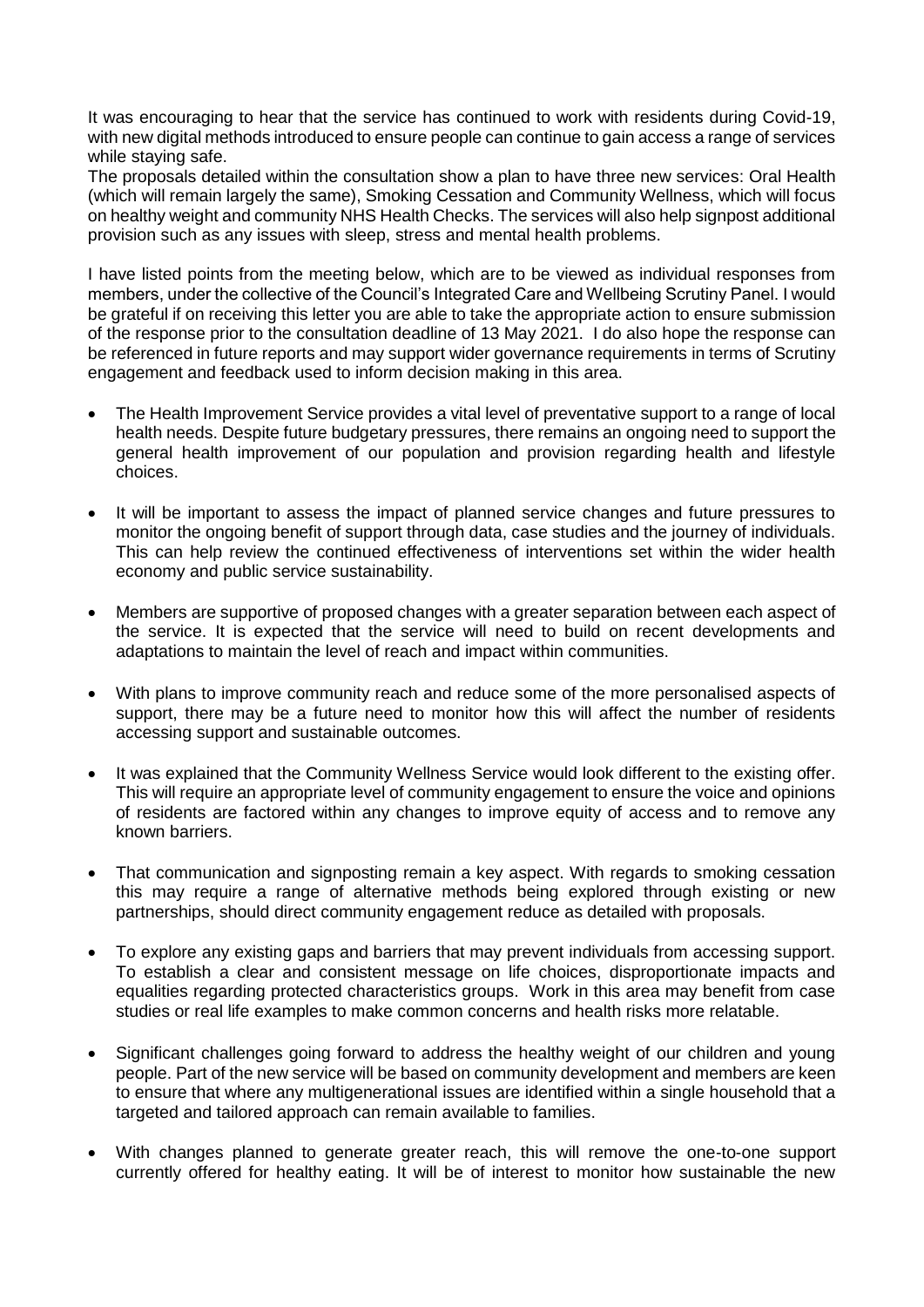It was encouraging to hear that the service has continued to work with residents during Covid-19, with new digital methods introduced to ensure people can continue to gain access a range of services while staying safe.

The proposals detailed within the consultation show a plan to have three new services: Oral Health (which will remain largely the same), Smoking Cessation and Community Wellness, which will focus on healthy weight and community NHS Health Checks. The services will also help signpost additional provision such as any issues with sleep, stress and mental health problems.

I have listed points from the meeting below, which are to be viewed as individual responses from members, under the collective of the Council's Integrated Care and Wellbeing Scrutiny Panel. I would be grateful if on receiving this letter you are able to take the appropriate action to ensure submission of the response prior to the consultation deadline of 13 May 2021. I do also hope the response can be referenced in future reports and may support wider governance requirements in terms of Scrutiny engagement and feedback used to inform decision making in this area.

- The Health Improvement Service provides a vital level of preventative support to a range of local health needs. Despite future budgetary pressures, there remains an ongoing need to support the general health improvement of our population and provision regarding health and lifestyle choices.
- It will be important to assess the impact of planned service changes and future pressures to monitor the ongoing benefit of support through data, case studies and the journey of individuals. This can help review the continued effectiveness of interventions set within the wider health economy and public service sustainability.
- Members are supportive of proposed changes with a greater separation between each aspect of the service. It is expected that the service will need to build on recent developments and adaptations to maintain the level of reach and impact within communities.
- With plans to improve community reach and reduce some of the more personalised aspects of support, there may be a future need to monitor how this will affect the number of residents accessing support and sustainable outcomes.
- It was explained that the Community Wellness Service would look different to the existing offer. This will require an appropriate level of community engagement to ensure the voice and opinions of residents are factored within any changes to improve equity of access and to remove any known barriers.
- That communication and signposting remain a key aspect. With regards to smoking cessation this may require a range of alternative methods being explored through existing or new partnerships, should direct community engagement reduce as detailed with proposals.
- To explore any existing gaps and barriers that may prevent individuals from accessing support. To establish a clear and consistent message on life choices, disproportionate impacts and equalities regarding protected characteristics groups. Work in this area may benefit from case studies or real life examples to make common concerns and health risks more relatable.
- Significant challenges going forward to address the healthy weight of our children and young people. Part of the new service will be based on community development and members are keen to ensure that where any multigenerational issues are identified within a single household that a targeted and tailored approach can remain available to families.
- With changes planned to generate greater reach, this will remove the one-to-one support currently offered for healthy eating. It will be of interest to monitor how sustainable the new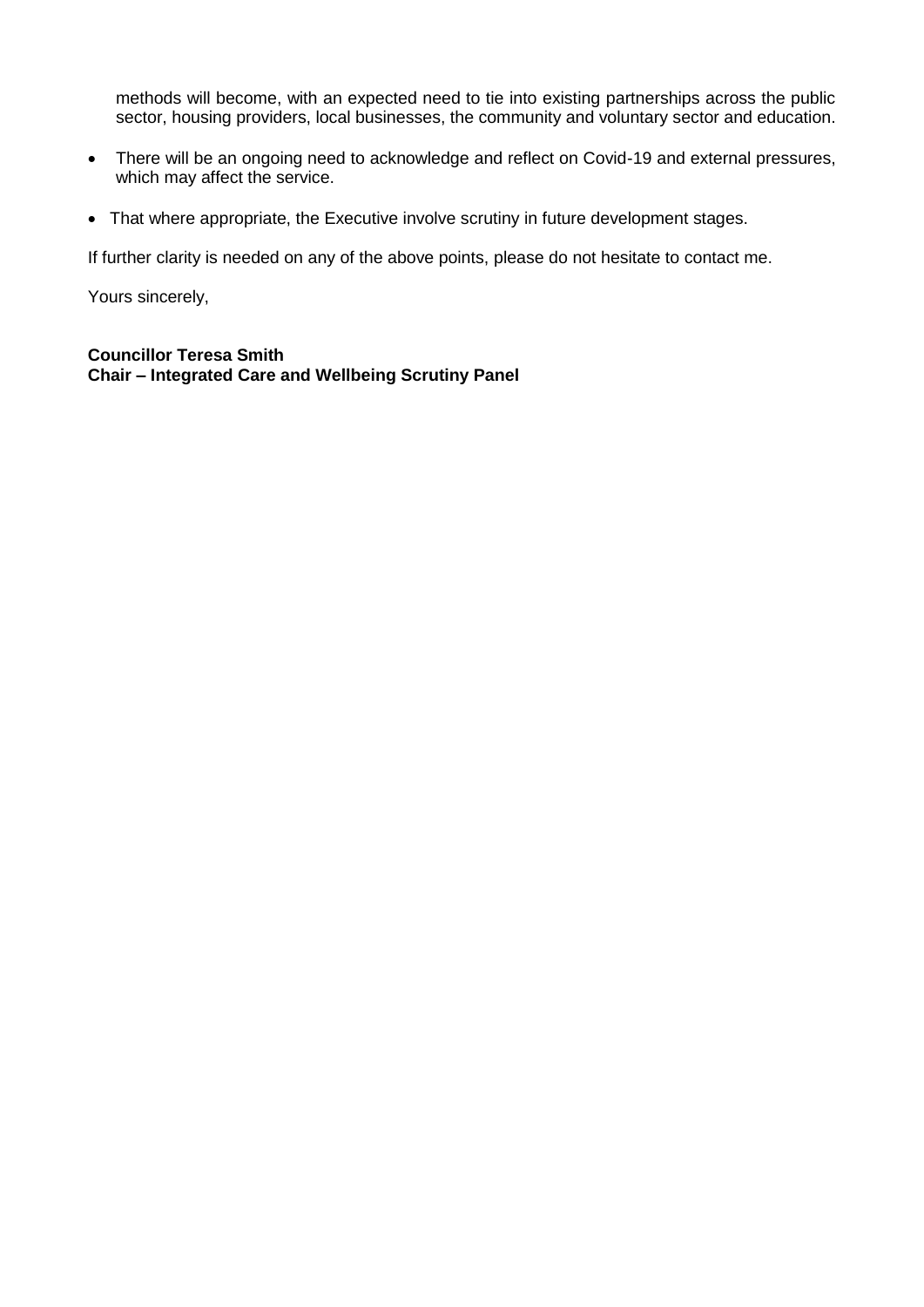methods will become, with an expected need to tie into existing partnerships across the public sector, housing providers, local businesses, the community and voluntary sector and education.

- There will be an ongoing need to acknowledge and reflect on Covid-19 and external pressures, which may affect the service.
- That where appropriate, the Executive involve scrutiny in future development stages.

If further clarity is needed on any of the above points, please do not hesitate to contact me.

Yours sincerely,

**Councillor Teresa Smith**
**Chair – Integrated Care and Wellbeing Scrutiny Panel**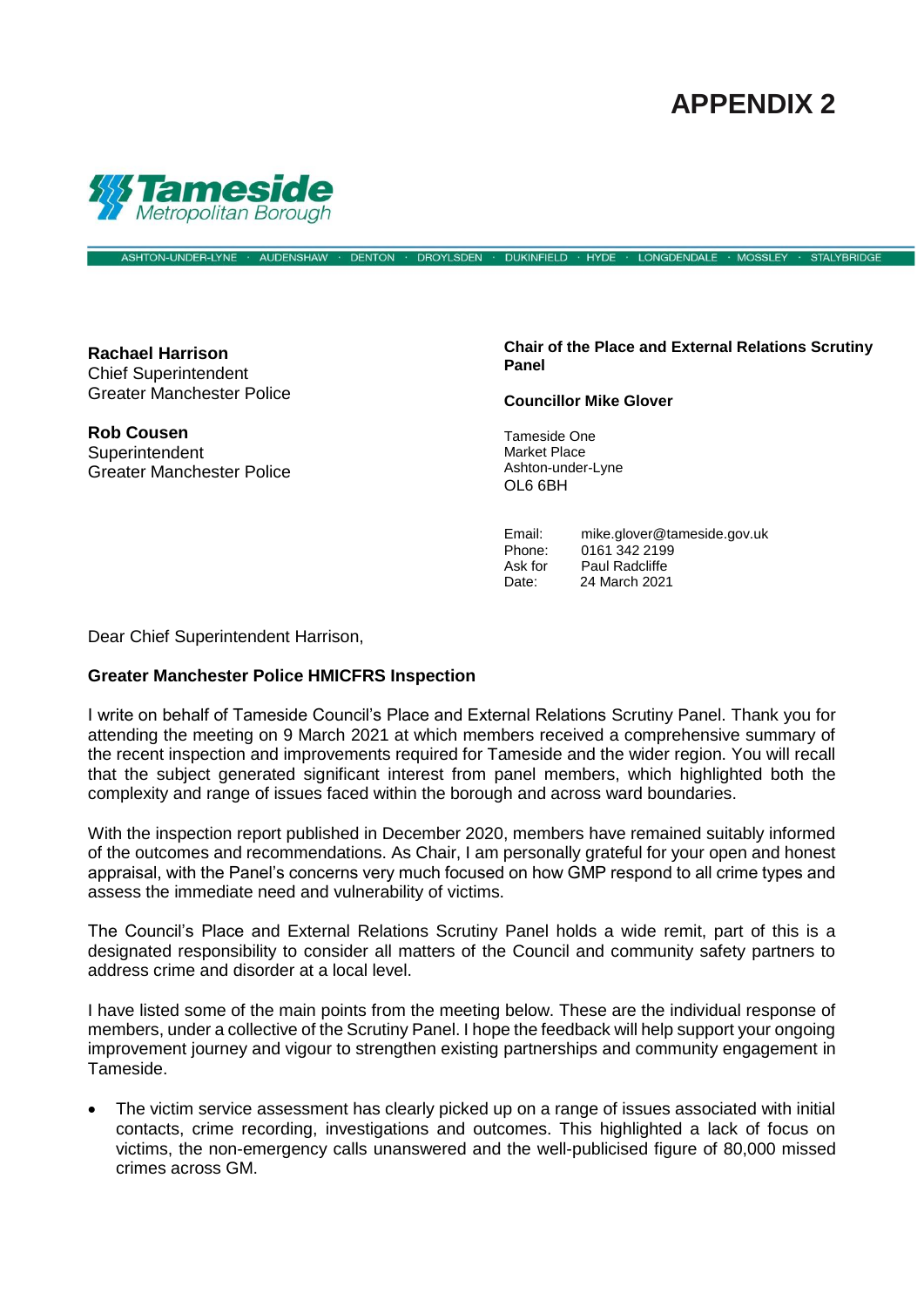# APPENDIX 2

**Tameside** Metropolitan Borough

ASHTON-UNDER-LYNE · AUDENSHAW · DENTON · DROYLSDEN · DUKINFIELD · HYDE · LONGDENDALE · MOSSLEY · STALYBRIDGE

**Rachael Harrison**
Chief Superintendent
Greater Manchester Police

**Rob Cousen**
Superintendent
Greater Manchester Police

**Chair of the Place and External Relations Scrutiny Panel**

**Councillor Mike Glover**

Tameside One
Market Place
Ashton-under-Lyne
OL6 6BH

| | |
|---|---|
| Email: | mike.glover@tameside.gov.uk |
| Phone: | 0161 342 2199 |
| Ask for | Paul Radcliffe |
| Date: | 24 March 2021 |

Dear Chief Superintendent Harrison,

**Greater Manchester Police HMICFRS Inspection**

I write on behalf of Tameside Council's Place and External Relations Scrutiny Panel. Thank you for attending the meeting on 9 March 2021 at which members received a comprehensive summary of the recent inspection and improvements required for Tameside and the wider region. You will recall that the subject generated significant interest from panel members, which highlighted both the complexity and range of issues faced within the borough and across ward boundaries.

With the inspection report published in December 2020, members have remained suitably informed of the outcomes and recommendations. As Chair, I am personally grateful for your open and honest appraisal, with the Panel's concerns very much focused on how GMP respond to all crime types and assess the immediate need and vulnerability of victims.

The Council's Place and External Relations Scrutiny Panel holds a wide remit, part of this is a designated responsibility to consider all matters of the Council and community safety partners to address crime and disorder at a local level.

I have listed some of the main points from the meeting below. These are the individual response of members, under a collective of the Scrutiny Panel. I hope the feedback will help support your ongoing improvement journey and vigour to strengthen existing partnerships and community engagement in Tameside.

- The victim service assessment has clearly picked up on a range of issues associated with initial contacts, crime recording, investigations and outcomes. This highlighted a lack of focus on victims, the non-emergency calls unanswered and the well-publicised figure of 80,000 missed crimes across GM.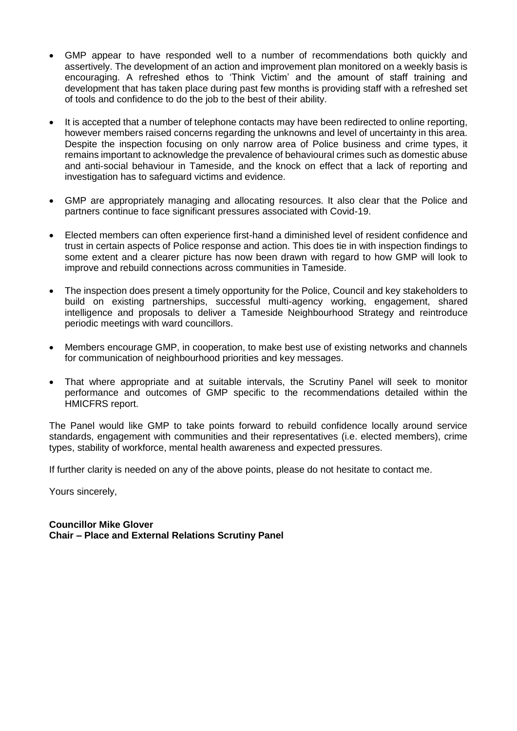- GMP appear to have responded well to a number of recommendations both quickly and assertively. The development of an action and improvement plan monitored on a weekly basis is encouraging. A refreshed ethos to 'Think Victim' and the amount of staff training and development that has taken place during past few months is providing staff with a refreshed set of tools and confidence to do the job to the best of their ability.

- It is accepted that a number of telephone contacts may have been redirected to online reporting, however members raised concerns regarding the unknowns and level of uncertainty in this area. Despite the inspection focusing on only narrow area of Police business and crime types, it remains important to acknowledge the prevalence of behavioural crimes such as domestic abuse and anti-social behaviour in Tameside, and the knock on effect that a lack of reporting and investigation has to safeguard victims and evidence.

- GMP are appropriately managing and allocating resources. It also clear that the Police and partners continue to face significant pressures associated with Covid-19.

- Elected members can often experience first-hand a diminished level of resident confidence and trust in certain aspects of Police response and action. This does tie in with inspection findings to some extent and a clearer picture has now been drawn with regard to how GMP will look to improve and rebuild connections across communities in Tameside.

- The inspection does present a timely opportunity for the Police, Council and key stakeholders to build on existing partnerships, successful multi-agency working, engagement, shared intelligence and proposals to deliver a Tameside Neighbourhood Strategy and reintroduce periodic meetings with ward councillors.

- Members encourage GMP, in cooperation, to make best use of existing networks and channels for communication of neighbourhood priorities and key messages.

- That where appropriate and at suitable intervals, the Scrutiny Panel will seek to monitor performance and outcomes of GMP specific to the recommendations detailed within the HMICFRS report.

The Panel would like GMP to take points forward to rebuild confidence locally around service standards, engagement with communities and their representatives (i.e. elected members), crime types, stability of workforce, mental health awareness and expected pressures.

If further clarity is needed on any of the above points, please do not hesitate to contact me.

Yours sincerely,

**Councillor Mike Glover**
**Chair – Place and External Relations Scrutiny Panel**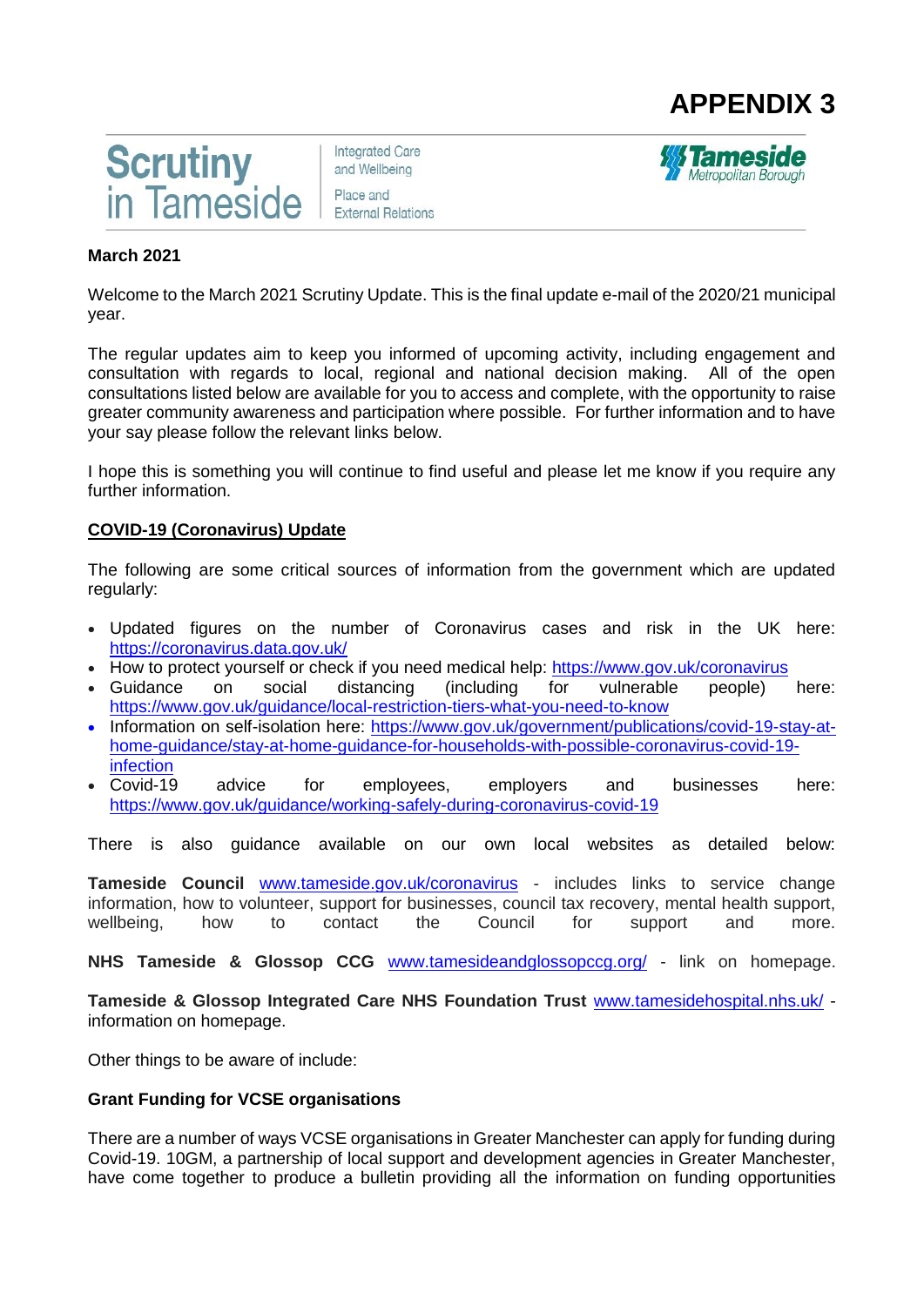# APPENDIX 3

Scrutiny in Tameside | Integrated Care and Wellbeing | Place and External Relations | Tameside Metropolitan Borough

**March 2021**

Welcome to the March 2021 Scrutiny Update. This is the final update e-mail of the 2020/21 municipal year.

The regular updates aim to keep you informed of upcoming activity, including engagement and consultation with regards to local, regional and national decision making. All of the open consultations listed below are available for you to access and complete, with the opportunity to raise greater community awareness and participation where possible. For further information and to have your say please follow the relevant links below.

I hope this is something you will continue to find useful and please let me know if you require any further information.

## COVID-19 (Coronavirus) Update

The following are some critical sources of information from the government which are updated regularly:

- Updated figures on the number of Coronavirus cases and risk in the UK here: https://coronavirus.data.gov.uk/
- How to protect yourself or check if you need medical help: https://www.gov.uk/coronavirus
- Guidance on social distancing (including for vulnerable people) here: https://www.gov.uk/guidance/local-restriction-tiers-what-you-need-to-know
- Information on self-isolation here: https://www.gov.uk/government/publications/covid-19-stay-at-home-guidance/stay-at-home-guidance-for-households-with-possible-coronavirus-covid-19-infection
- Covid-19 advice for employees, employers and businesses here: https://www.gov.uk/guidance/working-safely-during-coronavirus-covid-19

There is also guidance available on our own local websites as detailed below:

**Tameside Council** www.tameside.gov.uk/coronavirus - includes links to service change information, how to volunteer, support for businesses, council tax recovery, mental health support, wellbeing, how to contact the Council for support and more.

**NHS Tameside & Glossop CCG** www.tamesideandglossopccg.org/ - link on homepage.

**Tameside & Glossop Integrated Care NHS Foundation Trust** www.tamesidehospital.nhs.uk/ - information on homepage.

Other things to be aware of include:

### Grant Funding for VCSE organisations

There are a number of ways VCSE organisations in Greater Manchester can apply for funding during Covid-19. 10GM, a partnership of local support and development agencies in Greater Manchester, have come together to produce a bulletin providing all the information on funding opportunities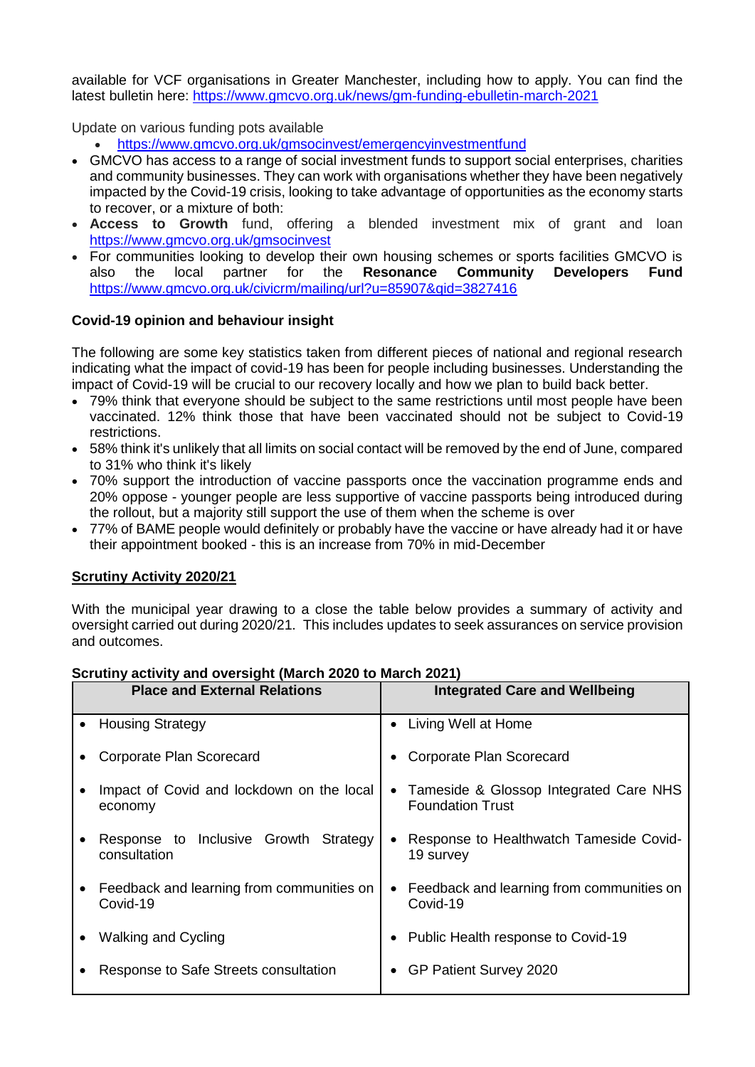available for VCF organisations in Greater Manchester, including how to apply. You can find the latest bulletin here: https://www.gmcvo.org.uk/news/gm-funding-ebulletin-march-2021

Update on various funding pots available

- https://www.gmcvo.org.uk/gmsocinvest/emergencyinvestmentfund
- GMCVO has access to a range of social investment funds to support social enterprises, charities and community businesses. They can work with organisations whether they have been negatively impacted by the Covid-19 crisis, looking to take advantage of opportunities as the economy starts to recover, or a mixture of both:
- **Access to Growth** fund, offering a blended investment mix of grant and loan https://www.gmcvo.org.uk/gmsocinvest
- For communities looking to develop their own housing schemes or sports facilities GMCVO is also the local partner for the **Resonance Community Developers Fund** https://www.gmcvo.org.uk/civicrm/mailing/url?u=85907&qid=3827416

**Covid-19 opinion and behaviour insight**

The following are some key statistics taken from different pieces of national and regional research indicating what the impact of covid-19 has been for people including businesses. Understanding the impact of Covid-19 will be crucial to our recovery locally and how we plan to build back better.

- 79% think that everyone should be subject to the same restrictions until most people have been vaccinated. 12% think those that have been vaccinated should not be subject to Covid-19 restrictions.
- 58% think it's unlikely that all limits on social contact will be removed by the end of June, compared to 31% who think it's likely
- 70% support the introduction of vaccine passports once the vaccination programme ends and 20% oppose - younger people are less supportive of vaccine passports being introduced during the rollout, but a majority still support the use of them when the scheme is over
- 77% of BAME people would definitely or probably have the vaccine or have already had it or have their appointment booked - this is an increase from 70% in mid-December

**Scrutiny Activity 2020/21**

With the municipal year drawing to a close the table below provides a summary of activity and oversight carried out during 2020/21. This includes updates to seek assurances on service provision and outcomes.

**Scrutiny activity and oversight (March 2020 to March 2021)**

| Place and External Relations | Integrated Care and Wellbeing |
|---|---|
| • Housing Strategy | • Living Well at Home |
| • Corporate Plan Scorecard | • Corporate Plan Scorecard |
| • Impact of Covid and lockdown on the local economy | • Tameside & Glossop Integrated Care NHS Foundation Trust |
| • Response to Inclusive Growth Strategy consultation | • Response to Healthwatch Tameside Covid-19 survey |
| • Feedback and learning from communities on Covid-19 | • Feedback and learning from communities on Covid-19 |
| • Walking and Cycling | • Public Health response to Covid-19 |
| • Response to Safe Streets consultation | • GP Patient Survey 2020 |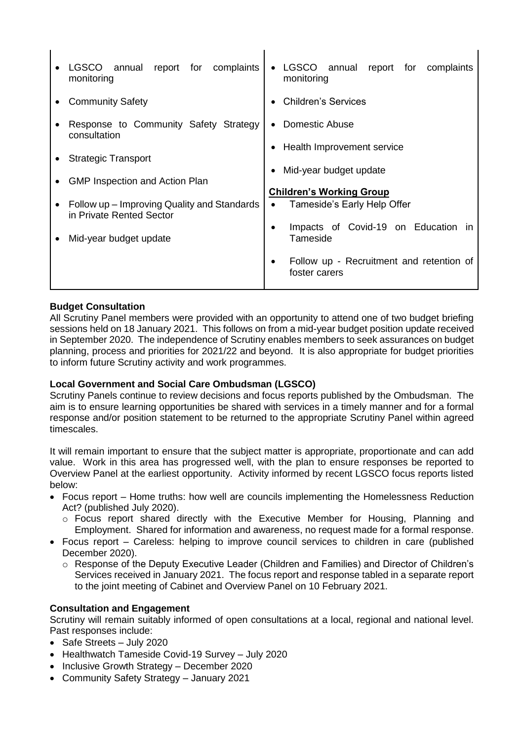| | |
|---|---|
| • LGSCO annual report for complaints monitoring<br>• Community Safety<br>• Response to Community Safety Strategy consultation<br>• Strategic Transport<br>• GMP Inspection and Action Plan<br>• Follow up – Improving Quality and Standards in Private Rented Sector<br>• Mid-year budget update | • LGSCO annual report for complaints monitoring<br>• Children's Services<br>• Domestic Abuse<br>• Health Improvement service<br>• Mid-year budget update<br>**Children's Working Group**<br>• Tameside's Early Help Offer<br>• Impacts of Covid-19 on Education in Tameside<br>• Follow up - Recruitment and retention of foster carers |

**Budget Consultation**

All Scrutiny Panel members were provided with an opportunity to attend one of two budget briefing sessions held on 18 January 2021. This follows on from a mid-year budget position update received in September 2020. The independence of Scrutiny enables members to seek assurances on budget planning, process and priorities for 2021/22 and beyond. It is also appropriate for budget priorities to inform future Scrutiny activity and work programmes.

**Local Government and Social Care Ombudsman (LGSCO)**

Scrutiny Panels continue to review decisions and focus reports published by the Ombudsman. The aim is to ensure learning opportunities be shared with services in a timely manner and for a formal response and/or position statement to be returned to the appropriate Scrutiny Panel within agreed timescales.

It will remain important to ensure that the subject matter is appropriate, proportionate and can add value. Work in this area has progressed well, with the plan to ensure responses be reported to Overview Panel at the earliest opportunity. Activity informed by recent LGSCO focus reports listed below:

- Focus report – Home truths: how well are councils implementing the Homelessness Reduction Act? (published July 2020).
  - Focus report shared directly with the Executive Member for Housing, Planning and Employment. Shared for information and awareness, no request made for a formal response.
- Focus report – Careless: helping to improve council services to children in care (published December 2020).
  - Response of the Deputy Executive Leader (Children and Families) and Director of Children's Services received in January 2021. The focus report and response tabled in a separate report to the joint meeting of Cabinet and Overview Panel on 10 February 2021.

**Consultation and Engagement**

Scrutiny will remain suitably informed of open consultations at a local, regional and national level. Past responses include:

- Safe Streets – July 2020
- Healthwatch Tameside Covid-19 Survey – July 2020
- Inclusive Growth Strategy – December 2020
- Community Safety Strategy – January 2021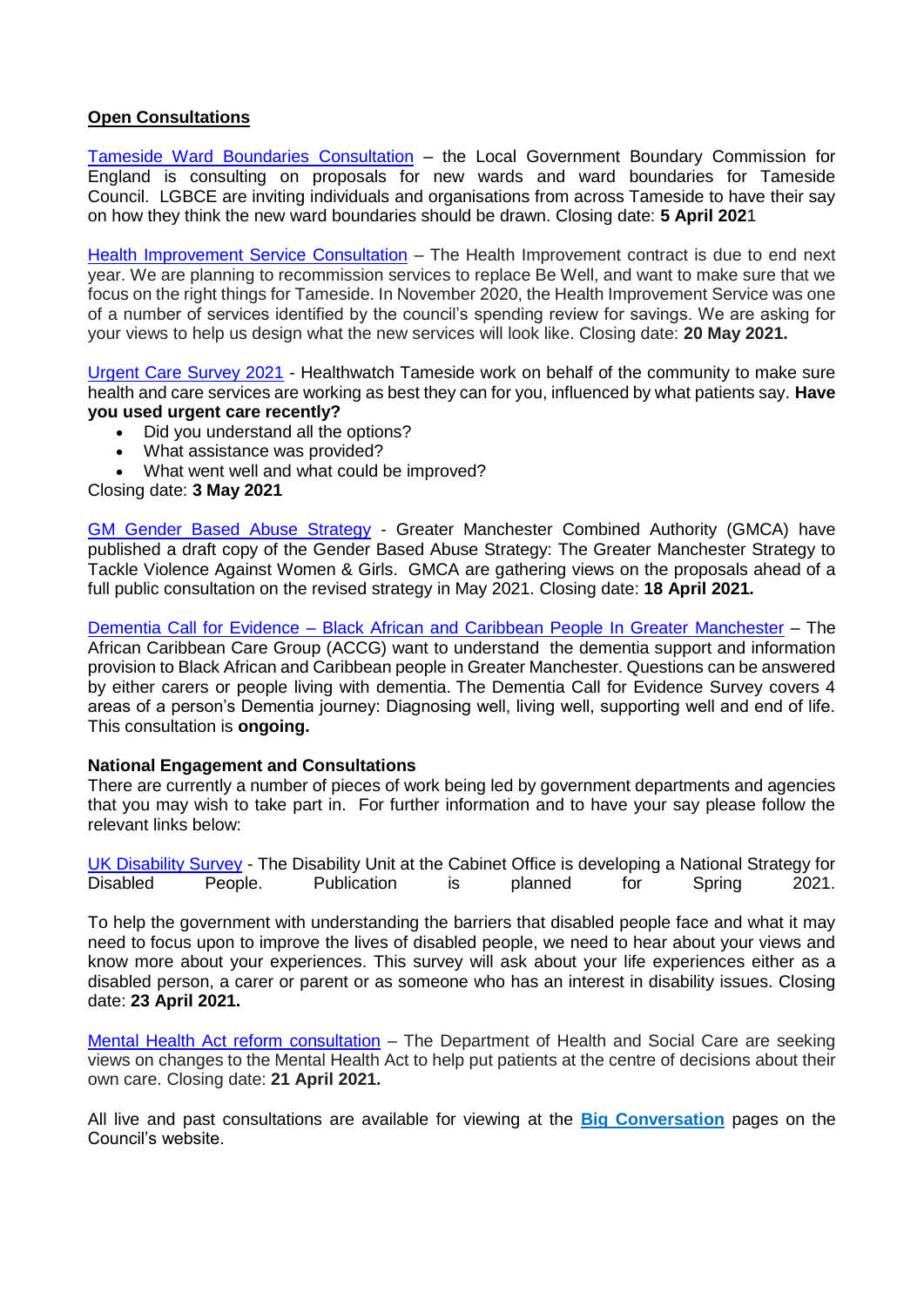## Open Consultations

Tameside Ward Boundaries Consultation – the Local Government Boundary Commission for England is consulting on proposals for new wards and ward boundaries for Tameside Council. LGBCE are inviting individuals and organisations from across Tameside to have their say on how they think the new ward boundaries should be drawn. Closing date: **5 April 202**1

Health Improvement Service Consultation – The Health Improvement contract is due to end next year. We are planning to recommission services to replace Be Well, and want to make sure that we focus on the right things for Tameside. In November 2020, the Health Improvement Service was one of a number of services identified by the council's spending review for savings. We are asking for your views to help us design what the new services will look like. Closing date: **20 May 2021.**

Urgent Care Survey 2021 - Healthwatch Tameside work on behalf of the community to make sure health and care services are working as best they can for you, influenced by what patients say. **Have you used urgent care recently?**

- Did you understand all the options?
- What assistance was provided?
- What went well and what could be improved?

Closing date: **3 May 2021**

GM Gender Based Abuse Strategy - Greater Manchester Combined Authority (GMCA) have published a draft copy of the Gender Based Abuse Strategy: The Greater Manchester Strategy to Tackle Violence Against Women & Girls. GMCA are gathering views on the proposals ahead of a full public consultation on the revised strategy in May 2021. Closing date: **18 April 2021.**

Dementia Call for Evidence – Black African and Caribbean People In Greater Manchester – The African Caribbean Care Group (ACCG) want to understand the dementia support and information provision to Black African and Caribbean people in Greater Manchester. Questions can be answered by either carers or people living with dementia. The Dementia Call for Evidence Survey covers 4 areas of a person's Dementia journey: Diagnosing well, living well, supporting well and end of life. This consultation is **ongoing.**

### National Engagement and Consultations

There are currently a number of pieces of work being led by government departments and agencies that you may wish to take part in. For further information and to have your say please follow the relevant links below:

UK Disability Survey - The Disability Unit at the Cabinet Office is developing a National Strategy for Disabled People. Publication is planned for Spring 2021.

To help the government with understanding the barriers that disabled people face and what it may need to focus upon to improve the lives of disabled people, we need to hear about your views and know more about your experiences. This survey will ask about your life experiences either as a disabled person, a carer or parent or as someone who has an interest in disability issues. Closing date: **23 April 2021.**

Mental Health Act reform consultation – The Department of Health and Social Care are seeking views on changes to the Mental Health Act to help put patients at the centre of decisions about their own care. Closing date: **21 April 2021.**

All live and past consultations are available for viewing at the **Big Conversation** pages on the Council's website.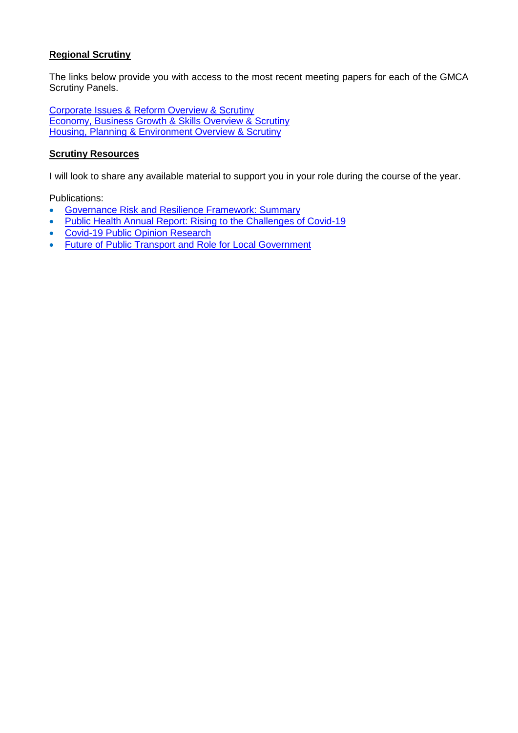**Regional Scrutiny**

The links below provide you with access to the most recent meeting papers for each of the GMCA Scrutiny Panels.

Corporate Issues & Reform Overview & Scrutiny
Economy, Business Growth & Skills Overview & Scrutiny
Housing, Planning & Environment Overview & Scrutiny

**Scrutiny Resources**

I will look to share any available material to support you in your role during the course of the year.

Publications:

- Governance Risk and Resilience Framework: Summary
- Public Health Annual Report: Rising to the Challenges of Covid-19
- Covid-19 Public Opinion Research
- Future of Public Transport and Role for Local Government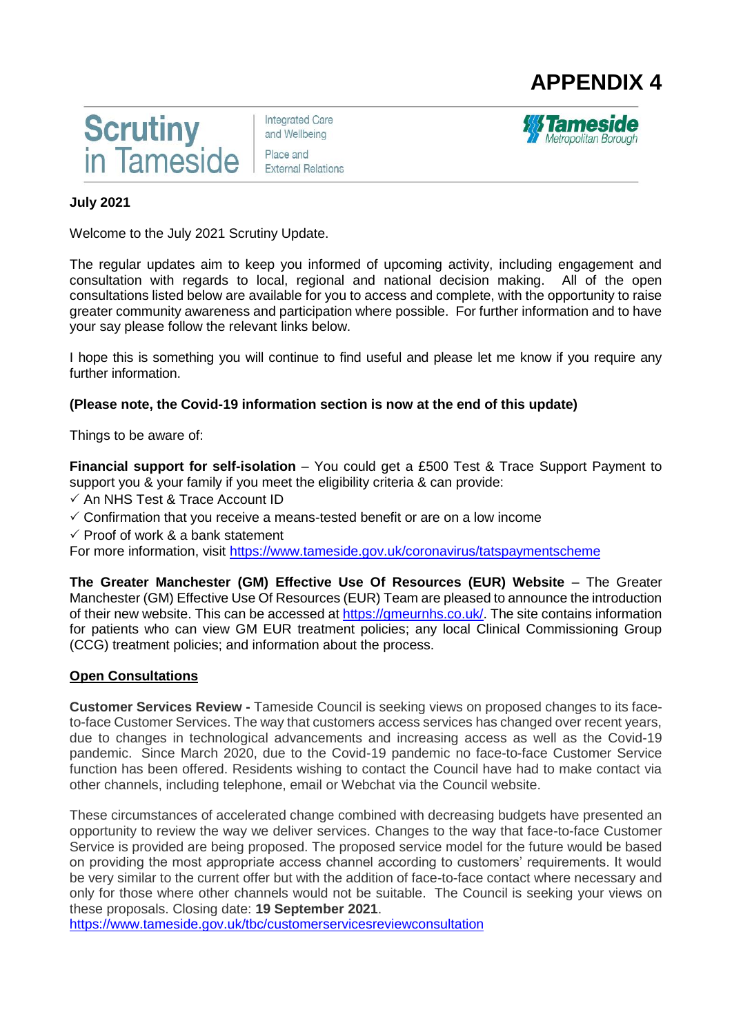# APPENDIX 4

Scrutiny in Tameside | Integrated Care and Wellbeing | Place and External Relations | Tameside Metropolitan Borough

**July 2021**

Welcome to the July 2021 Scrutiny Update.

The regular updates aim to keep you informed of upcoming activity, including engagement and consultation with regards to local, regional and national decision making. All of the open consultations listed below are available for you to access and complete, with the opportunity to raise greater community awareness and participation where possible. For further information and to have your say please follow the relevant links below.

I hope this is something you will continue to find useful and please let me know if you require any further information.

**(Please note, the Covid-19 information section is now at the end of this update)**

Things to be aware of:

**Financial support for self-isolation** – You could get a £500 Test & Trace Support Payment to support you & your family if you meet the eligibility criteria & can provide:

- ✓ An NHS Test & Trace Account ID
- ✓ Confirmation that you receive a means-tested benefit or are on a low income
- ✓ Proof of work & a bank statement

For more information, visit https://www.tameside.gov.uk/coronavirus/tatspaymentscheme

**The Greater Manchester (GM) Effective Use Of Resources (EUR) Website** – The Greater Manchester (GM) Effective Use Of Resources (EUR) Team are pleased to announce the introduction of their new website. This can be accessed at https://gmeurnhs.co.uk/. The site contains information for patients who can view GM EUR treatment policies; any local Clinical Commissioning Group (CCG) treatment policies; and information about the process.

## Open Consultations

**Customer Services Review -** Tameside Council is seeking views on proposed changes to its face-to-face Customer Services. The way that customers access services has changed over recent years, due to changes in technological advancements and increasing access as well as the Covid-19 pandemic. Since March 2020, due to the Covid-19 pandemic no face-to-face Customer Service function has been offered. Residents wishing to contact the Council have had to make contact via other channels, including telephone, email or Webchat via the Council website.

These circumstances of accelerated change combined with decreasing budgets have presented an opportunity to review the way we deliver services. Changes to the way that face-to-face Customer Service is provided are being proposed. The proposed service model for the future would be based on providing the most appropriate access channel according to customers' requirements. It would be very similar to the current offer but with the addition of face-to-face contact where necessary and only for those where other channels would not be suitable. The Council is seeking your views on these proposals. Closing date: **19 September 2021**.
https://www.tameside.gov.uk/tbc/customerservicesreviewconsultation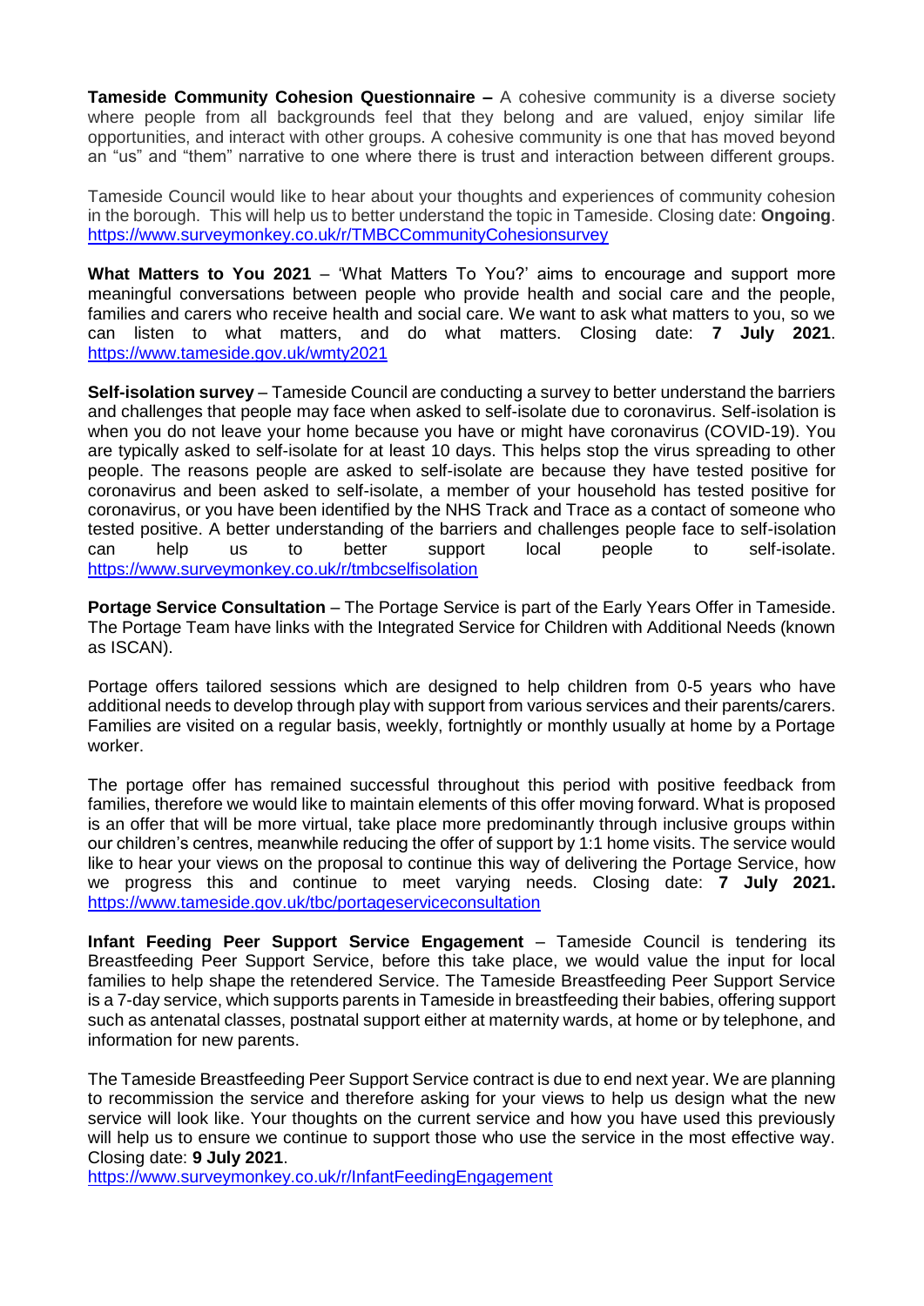**Tameside Community Cohesion Questionnaire –** A cohesive community is a diverse society where people from all backgrounds feel that they belong and are valued, enjoy similar life opportunities, and interact with other groups. A cohesive community is one that has moved beyond an "us" and "them" narrative to one where there is trust and interaction between different groups.

Tameside Council would like to hear about your thoughts and experiences of community cohesion in the borough. This will help us to better understand the topic in Tameside. Closing date: **Ongoing**. https://www.surveymonkey.co.uk/r/TMBCCommunityCohesionsurvey

**What Matters to You 2021** – 'What Matters To You?' aims to encourage and support more meaningful conversations between people who provide health and social care and the people, families and carers who receive health and social care. We want to ask what matters to you, so we can listen to what matters, and do what matters. Closing date: **7 July 2021**. https://www.tameside.gov.uk/wmty2021

**Self-isolation survey** – Tameside Council are conducting a survey to better understand the barriers and challenges that people may face when asked to self-isolate due to coronavirus. Self-isolation is when you do not leave your home because you have or might have coronavirus (COVID-19). You are typically asked to self-isolate for at least 10 days. This helps stop the virus spreading to other people. The reasons people are asked to self-isolate are because they have tested positive for coronavirus and been asked to self-isolate, a member of your household has tested positive for coronavirus, or you have been identified by the NHS Track and Trace as a contact of someone who tested positive. A better understanding of the barriers and challenges people face to self-isolation can help us to better support local people to self-isolate. https://www.surveymonkey.co.uk/r/tmbcselfisolation

**Portage Service Consultation** – The Portage Service is part of the Early Years Offer in Tameside. The Portage Team have links with the Integrated Service for Children with Additional Needs (known as ISCAN).

Portage offers tailored sessions which are designed to help children from 0-5 years who have additional needs to develop through play with support from various services and their parents/carers. Families are visited on a regular basis, weekly, fortnightly or monthly usually at home by a Portage worker.

The portage offer has remained successful throughout this period with positive feedback from families, therefore we would like to maintain elements of this offer moving forward. What is proposed is an offer that will be more virtual, take place more predominantly through inclusive groups within our children's centres, meanwhile reducing the offer of support by 1:1 home visits. The service would like to hear your views on the proposal to continue this way of delivering the Portage Service, how we progress this and continue to meet varying needs. Closing date: **7 July 2021.** https://www.tameside.gov.uk/tbc/portageserviceconsultation

**Infant Feeding Peer Support Service Engagement** – Tameside Council is tendering its Breastfeeding Peer Support Service, before this take place, we would value the input for local families to help shape the retendered Service. The Tameside Breastfeeding Peer Support Service is a 7-day service, which supports parents in Tameside in breastfeeding their babies, offering support such as antenatal classes, postnatal support either at maternity wards, at home or by telephone, and information for new parents.

The Tameside Breastfeeding Peer Support Service contract is due to end next year. We are planning to recommission the service and therefore asking for your views to help us design what the new service will look like. Your thoughts on the current service and how you have used this previously will help us to ensure we continue to support those who use the service in the most effective way. Closing date: **9 July 2021**.
https://www.surveymonkey.co.uk/r/InfantFeedingEngagement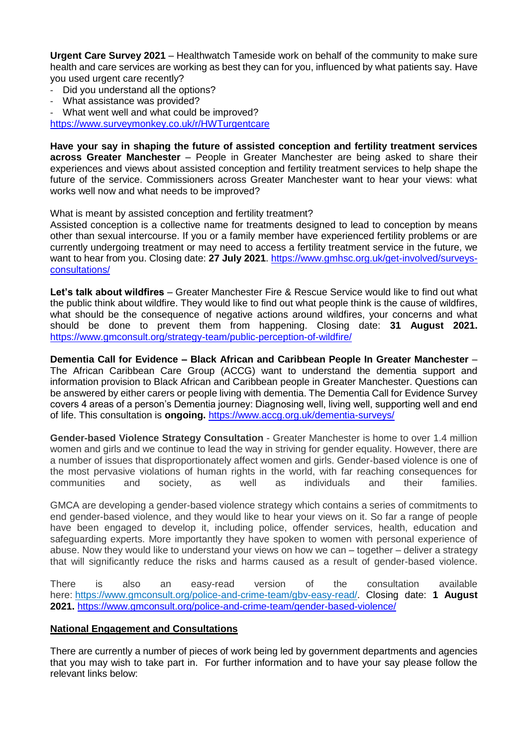**Urgent Care Survey 2021** – Healthwatch Tameside work on behalf of the community to make sure health and care services are working as best they can for you, influenced by what patients say. Have you used urgent care recently?

- Did you understand all the options?
- What assistance was provided?
- What went well and what could be improved?

https://www.surveymonkey.co.uk/r/HWTurgentcare

**Have your say in shaping the future of assisted conception and fertility treatment services across Greater Manchester** – People in Greater Manchester are being asked to share their experiences and views about assisted conception and fertility treatment services to help shape the future of the service. Commissioners across Greater Manchester want to hear your views: what works well now and what needs to be improved?

What is meant by assisted conception and fertility treatment?

Assisted conception is a collective name for treatments designed to lead to conception by means other than sexual intercourse. If you or a family member have experienced fertility problems or are currently undergoing treatment or may need to access a fertility treatment service in the future, we want to hear from you. Closing date: **27 July 2021**. https://www.gmhsc.org.uk/get-involved/surveys-consultations/

**Let's talk about wildfires** – Greater Manchester Fire & Rescue Service would like to find out what the public think about wildfire. They would like to find out what people think is the cause of wildfires, what should be the consequence of negative actions around wildfires, your concerns and what should be done to prevent them from happening. Closing date: **31 August 2021.** https://www.gmconsult.org/strategy-team/public-perception-of-wildfire/

**Dementia Call for Evidence – Black African and Caribbean People In Greater Manchester** – The African Caribbean Care Group (ACCG) want to understand the dementia support and information provision to Black African and Caribbean people in Greater Manchester. Questions can be answered by either carers or people living with dementia. The Dementia Call for Evidence Survey covers 4 areas of a person's Dementia journey: Diagnosing well, living well, supporting well and end of life. This consultation is **ongoing.** https://www.accg.org.uk/dementia-surveys/

**Gender-based Violence Strategy Consultation** - Greater Manchester is home to over 1.4 million women and girls and we continue to lead the way in striving for gender equality. However, there are a number of issues that disproportionately affect women and girls. Gender-based violence is one of the most pervasive violations of human rights in the world, with far reaching consequences for communities and society, as well as individuals and their families.

GMCA are developing a gender-based violence strategy which contains a series of commitments to end gender-based violence, and they would like to hear your views on it. So far a range of people have been engaged to develop it, including police, offender services, health, education and safeguarding experts. More importantly they have spoken to women with personal experience of abuse. Now they would like to understand your views on how we can – together – deliver a strategy that will significantly reduce the risks and harms caused as a result of gender-based violence.

There is also an easy-read version of the consultation available here: https://www.gmconsult.org/police-and-crime-team/gbv-easy-read/. Closing date: **1 August 2021.** https://www.gmconsult.org/police-and-crime-team/gender-based-violence/

## National Engagement and Consultations

There are currently a number of pieces of work being led by government departments and agencies that you may wish to take part in. For further information and to have your say please follow the relevant links below: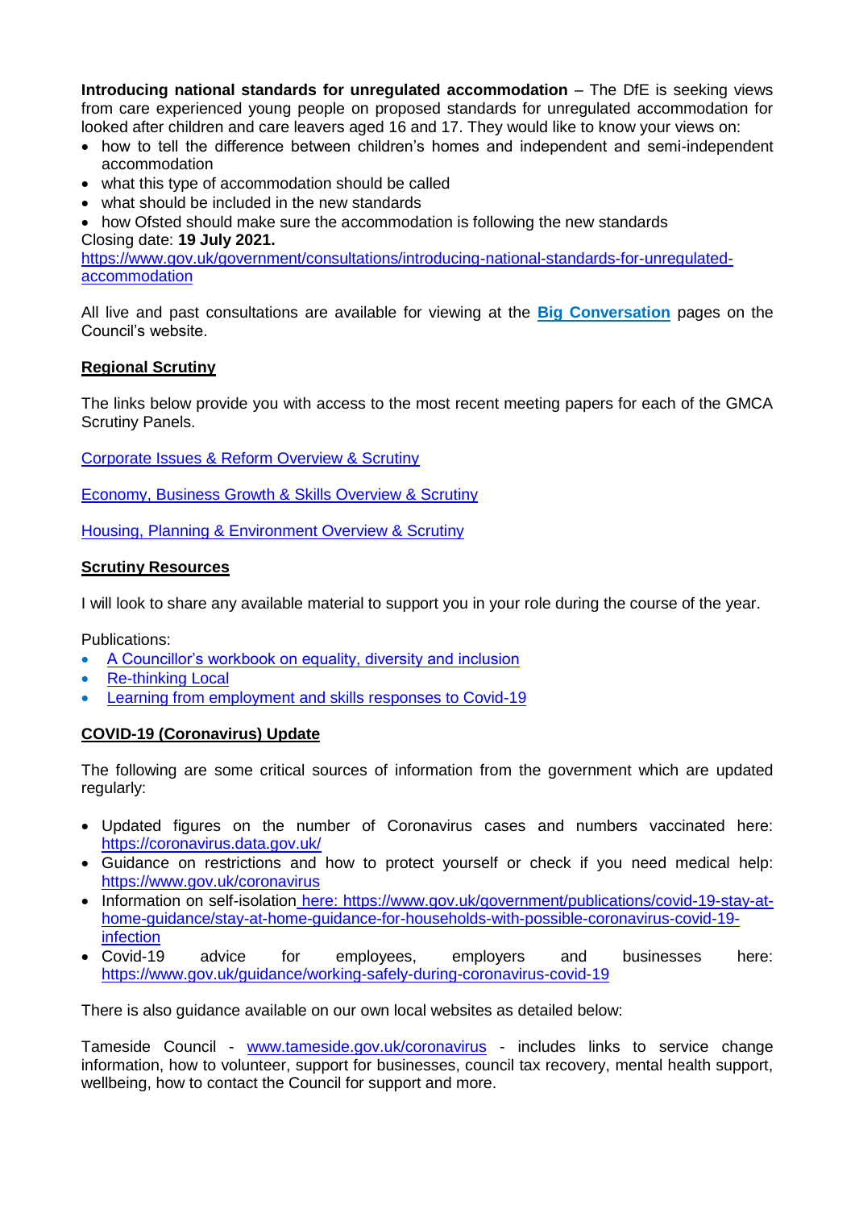**Introducing national standards for unregulated accommodation** – The DfE is seeking views from care experienced young people on proposed standards for unregulated accommodation for looked after children and care leavers aged 16 and 17. They would like to know your views on:

- how to tell the difference between children's homes and independent and semi-independent accommodation
- what this type of accommodation should be called
- what should be included in the new standards
- how Ofsted should make sure the accommodation is following the new standards

Closing date: **19 July 2021.**
https://www.gov.uk/government/consultations/introducing-national-standards-for-unregulated-accommodation

All live and past consultations are available for viewing at the **Big Conversation** pages on the Council's website.

## Regional Scrutiny

The links below provide you with access to the most recent meeting papers for each of the GMCA Scrutiny Panels.

Corporate Issues & Reform Overview & Scrutiny

Economy, Business Growth & Skills Overview & Scrutiny

Housing, Planning & Environment Overview & Scrutiny

## Scrutiny Resources

I will look to share any available material to support you in your role during the course of the year.

Publications:

- A Councillor's workbook on equality, diversity and inclusion
- Re-thinking Local
- Learning from employment and skills responses to Covid-19

## COVID-19 (Coronavirus) Update

The following are some critical sources of information from the government which are updated regularly:

- Updated figures on the number of Coronavirus cases and numbers vaccinated here: https://coronavirus.data.gov.uk/
- Guidance on restrictions and how to protect yourself or check if you need medical help: https://www.gov.uk/coronavirus
- Information on self-isolation here: https://www.gov.uk/government/publications/covid-19-stay-at-home-guidance/stay-at-home-guidance-for-households-with-possible-coronavirus-covid-19-infection
- Covid-19 advice for employees, employers and businesses here: https://www.gov.uk/guidance/working-safely-during-coronavirus-covid-19

There is also guidance available on our own local websites as detailed below:

Tameside Council - www.tameside.gov.uk/coronavirus - includes links to service change information, how to volunteer, support for businesses, council tax recovery, mental health support, wellbeing, how to contact the Council for support and more.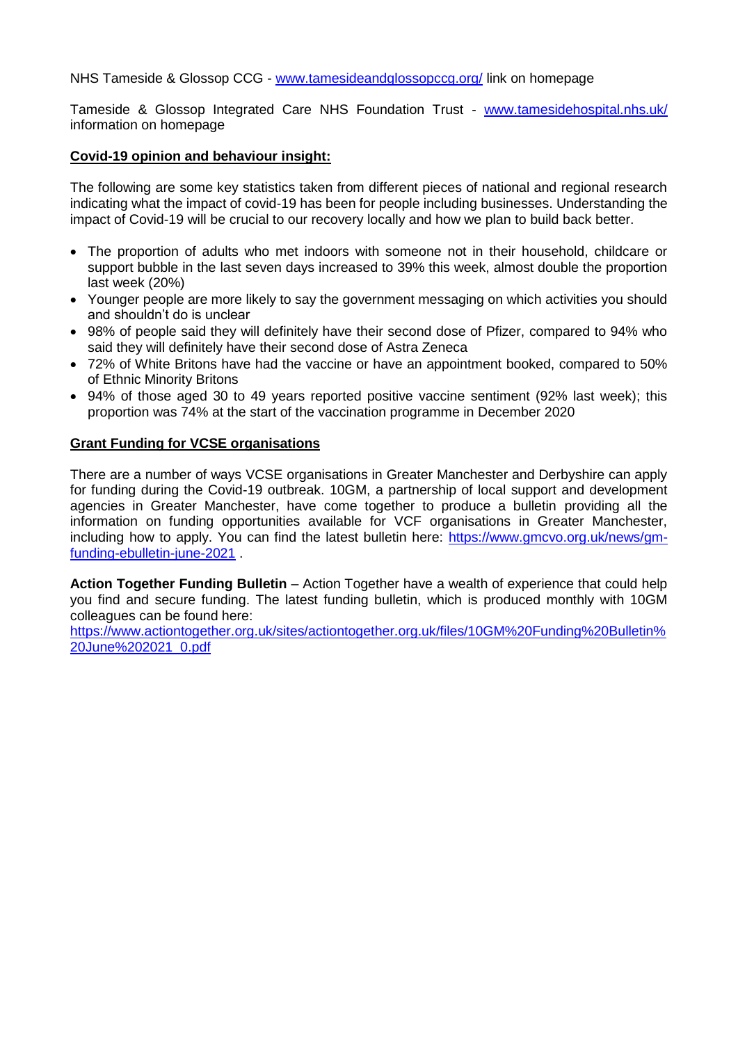NHS Tameside & Glossop CCG - [www.tamesideandglossopccg.org/](www.tamesideandglossopccg.org/) link on homepage

Tameside & Glossop Integrated Care NHS Foundation Trust - [www.tamesidehospital.nhs.uk/](www.tamesidehospital.nhs.uk/) information on homepage

**Covid-19 opinion and behaviour insight:**

The following are some key statistics taken from different pieces of national and regional research indicating what the impact of covid-19 has been for people including businesses. Understanding the impact of Covid-19 will be crucial to our recovery locally and how we plan to build back better.

- The proportion of adults who met indoors with someone not in their household, childcare or support bubble in the last seven days increased to 39% this week, almost double the proportion last week (20%)
- Younger people are more likely to say the government messaging on which activities you should and shouldn't do is unclear
- 98% of people said they will definitely have their second dose of Pfizer, compared to 94% who said they will definitely have their second dose of Astra Zeneca
- 72% of White Britons have had the vaccine or have an appointment booked, compared to 50% of Ethnic Minority Britons
- 94% of those aged 30 to 49 years reported positive vaccine sentiment (92% last week); this proportion was 74% at the start of the vaccination programme in December 2020

**Grant Funding for VCSE organisations**

There are a number of ways VCSE organisations in Greater Manchester and Derbyshire can apply for funding during the Covid-19 outbreak. 10GM, a partnership of local support and development agencies in Greater Manchester, have come together to produce a bulletin providing all the information on funding opportunities available for VCF organisations in Greater Manchester, including how to apply. You can find the latest bulletin here: [https://www.gmcvo.org.uk/news/gm-funding-ebulletin-june-2021](https://www.gmcvo.org.uk/news/gm-funding-ebulletin-june-2021) .

**Action Together Funding Bulletin** – Action Together have a wealth of experience that could help you find and secure funding. The latest funding bulletin, which is produced monthly with 10GM colleagues can be found here:
[https://www.actiontogether.org.uk/sites/actiontogether.org.uk/files/10GM%20Funding%20Bulletin%20June%202021_0.pdf](https://www.actiontogether.org.uk/sites/actiontogether.org.uk/files/10GM%20Funding%20Bulletin%20June%202021_0.pdf)